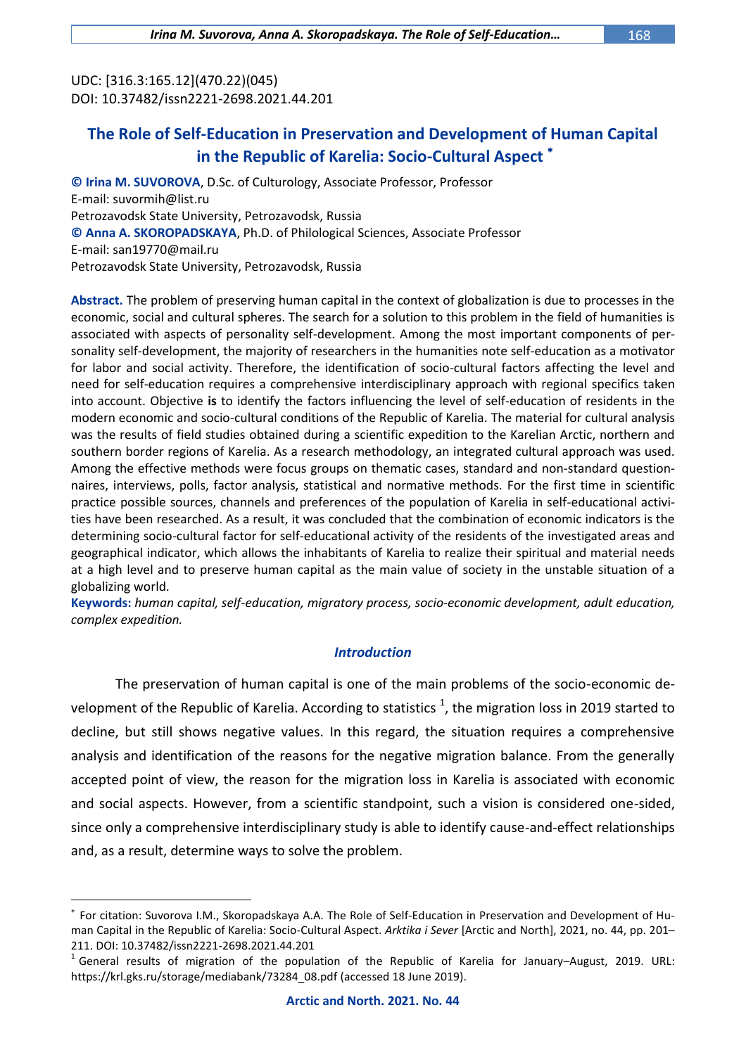UDC: [316.3:165.12](470.22)(045)
DOI: 10.37482/issn2221-2698.2021.44.201

# The Role of Self-Education in Preservation and Development of Human Capital in the Republic of Karelia: Socio-Cultural Aspect [*]

**© Irina M. SUVOROVA**, D.Sc. of Culturology, Associate Professor, Professor
E-mail: suvormih@list.ru
Petrozavodsk State University, Petrozavodsk, Russia
**© Anna A. SKOROPADSKAYA**, Ph.D. of Philological Sciences, Associate Professor
E-mail: san19770@mail.ru
Petrozavodsk State University, Petrozavodsk, Russia

**Abstract.** The problem of preserving human capital in the context of globalization is due to processes in the economic, social and cultural spheres. The search for a solution to this problem in the field of humanities is associated with aspects of personality self-development. Among the most important components of personality self-development, the majority of researchers in the humanities note self-education as a motivator for labor and social activity. Therefore, the identification of socio-cultural factors affecting the level and need for self-education requires a comprehensive interdisciplinary approach with regional specifics taken into account. Objective **is** to identify the factors influencing the level of self-education of residents in the modern economic and socio-cultural conditions of the Republic of Karelia. The material for cultural analysis was the results of field studies obtained during a scientific expedition to the Karelian Arctic, northern and southern border regions of Karelia. As a research methodology, an integrated cultural approach was used. Among the effective methods were focus groups on thematic cases, standard and non-standard questionnaires, interviews, polls, factor analysis, statistical and normative methods. For the first time in scientific practice possible sources, channels and preferences of the population of Karelia in self-educational activities have been researched. As a result, it was concluded that the combination of economic indicators is the determining socio-cultural factor for self-educational activity of the residents of the investigated areas and geographical indicator, which allows the inhabitants of Karelia to realize their spiritual and material needs at a high level and to preserve human capital as the main value of society in the unstable situation of a globalizing world.

**Keywords:** *human capital, self-education, migratory process, socio-economic development, adult education, complex expedition.*

## *Introduction*

The preservation of human capital is one of the main problems of the socio-economic development of the Republic of Karelia. According to statistics [1], the migration loss in 2019 started to decline, but still shows negative values. In this regard, the situation requires a comprehensive analysis and identification of the reasons for the negative migration balance. From the generally accepted point of view, the reason for the migration loss in Karelia is associated with economic and social aspects. However, from a scientific standpoint, such a vision is considered one-sided, since only a comprehensive interdisciplinary study is able to identify cause-and-effect relationships and, as a result, determine ways to solve the problem.

---

[*] For citation: Suvorova I.M., Skoropadskaya A.A. The Role of Self-Education in Preservation and Development of Human Capital in the Republic of Karelia: Socio-Cultural Aspect. *Arktika i Sever* [Arctic and North], 2021, no. 44, pp. 201–211. DOI: 10.37482/issn2221-2698.2021.44.201

[1] General results of migration of the population of the Republic of Karelia for January–August, 2019. URL: https://krl.gks.ru/storage/mediabank/73284_08.pdf (accessed 18 June 2019).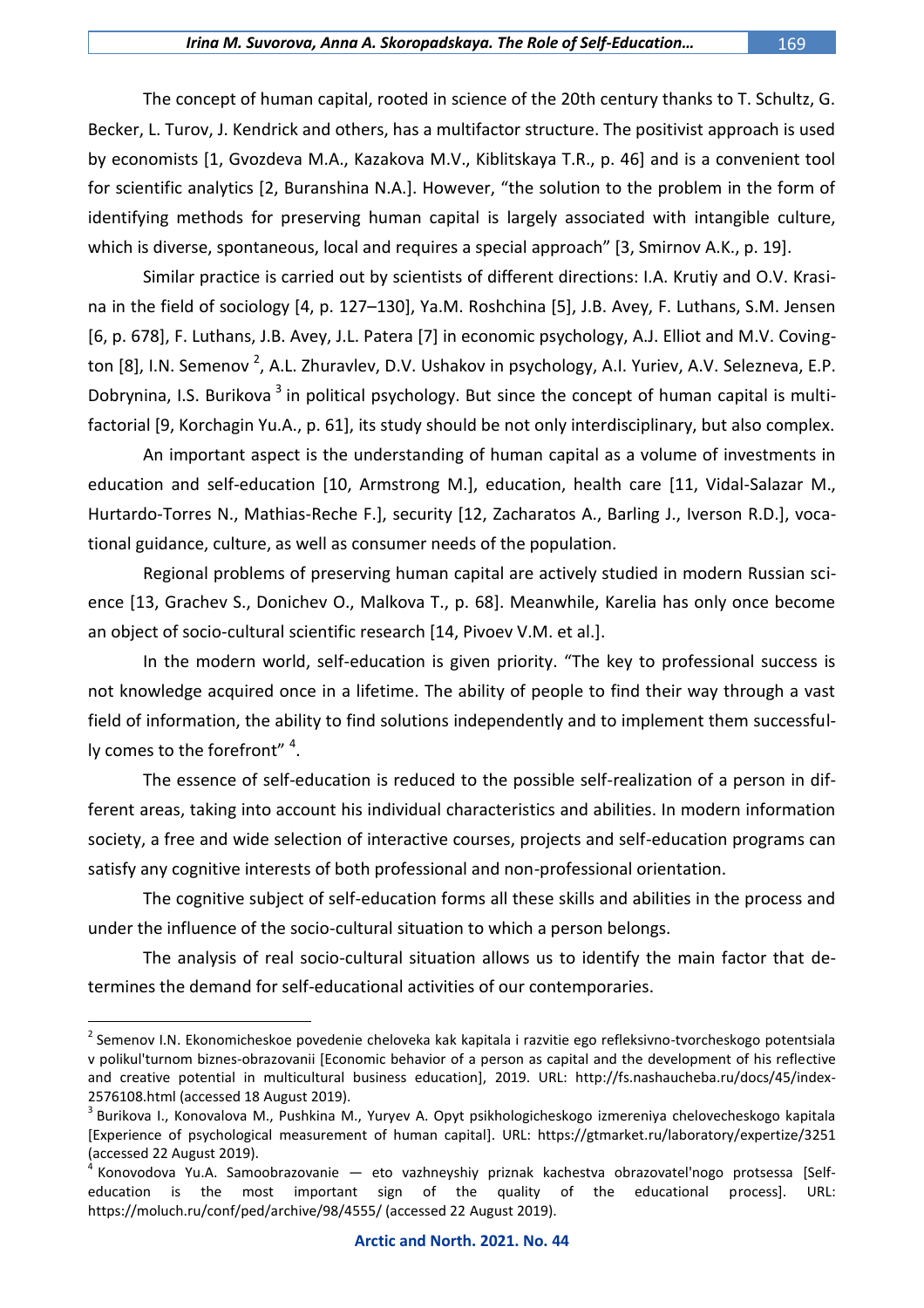The concept of human capital, rooted in science of the 20th century thanks to T. Schultz, G. Becker, L. Turov, J. Kendrick and others, has a multifactor structure. The positivist approach is used by economists [1, Gvozdeva M.A., Kazakova M.V., Kiblitskaya T.R., p. 46] and is a convenient tool for scientific analytics [2, Buranshina N.A.]. However, "the solution to the problem in the form of identifying methods for preserving human capital is largely associated with intangible culture, which is diverse, spontaneous, local and requires a special approach" [3, Smirnov A.K., p. 19].

Similar practice is carried out by scientists of different directions: I.A. Krutiy and O.V. Krasina in the field of sociology [4, p. 127–130], Ya.M. Roshchina [5], J.B. Avey, F. Luthans, S.M. Jensen [6, p. 678], F. Luthans, J.B. Avey, J.L. Patera [7] in economic psychology, A.J. Elliot and M.V. Covington [8], I.N. Semenov [2], A.L. Zhuravlev, D.V. Ushakov in psychology, A.I. Yuriev, A.V. Selezneva, E.P. Dobrynina, I.S. Burikova [3] in political psychology. But since the concept of human capital is multifactorial [9, Korchagin Yu.A., p. 61], its study should be not only interdisciplinary, but also complex.

An important aspect is the understanding of human capital as a volume of investments in education and self-education [10, Armstrong M.], education, health care [11, Vidal-Salazar M., Hurtardo-Torres N., Mathias-Reche F.], security [12, Zacharatos A., Barling J., Iverson R.D.], vocational guidance, culture, as well as consumer needs of the population.

Regional problems of preserving human capital are actively studied in modern Russian science [13, Grachev S., Donichev O., Malkova T., p. 68]. Meanwhile, Karelia has only once become an object of socio-cultural scientific research [14, Pivoev V.M. et al.].

In the modern world, self-education is given priority. "The key to professional success is not knowledge acquired once in a lifetime. The ability of people to find their way through a vast field of information, the ability to find solutions independently and to implement them successfully comes to the forefront" [4].

The essence of self-education is reduced to the possible self-realization of a person in different areas, taking into account his individual characteristics and abilities. In modern information society, a free and wide selection of interactive courses, projects and self-education programs can satisfy any cognitive interests of both professional and non-professional orientation.

The cognitive subject of self-education forms all these skills and abilities in the process and under the influence of the socio-cultural situation to which a person belongs.

The analysis of real socio-cultural situation allows us to identify the main factor that determines the demand for self-educational activities of our contemporaries.

---

[2] Semenov I.N. Ekonomicheskoe povedenie cheloveka kak kapitala i razvitie ego refleksivno-tvorcheskogo potentsiala v polikul'turnom biznes-obrazovanii [Economic behavior of a person as capital and the development of his reflective and creative potential in multicultural business education], 2019. URL: http://fs.nashaucheba.ru/docs/45/index-2576108.html (accessed 18 August 2019).

[3] Burikova I., Konovalova M., Pushkina M., Yuryev A. Opyt psikhologicheskogo izmereniya chelovecheskogo kapitala [Experience of psychological measurement of human capital]. URL: https://gtmarket.ru/laboratory/expertize/3251 (accessed 22 August 2019).

[4] Konovodova Yu.A. Samoobrazovanie — eto vazhneyshiy priznak kachestva obrazovatel'nogo protsessa [Self-education is the most important sign of the quality of the educational process]. URL: https://moluch.ru/conf/ped/archive/98/4555/ (accessed 22 August 2019).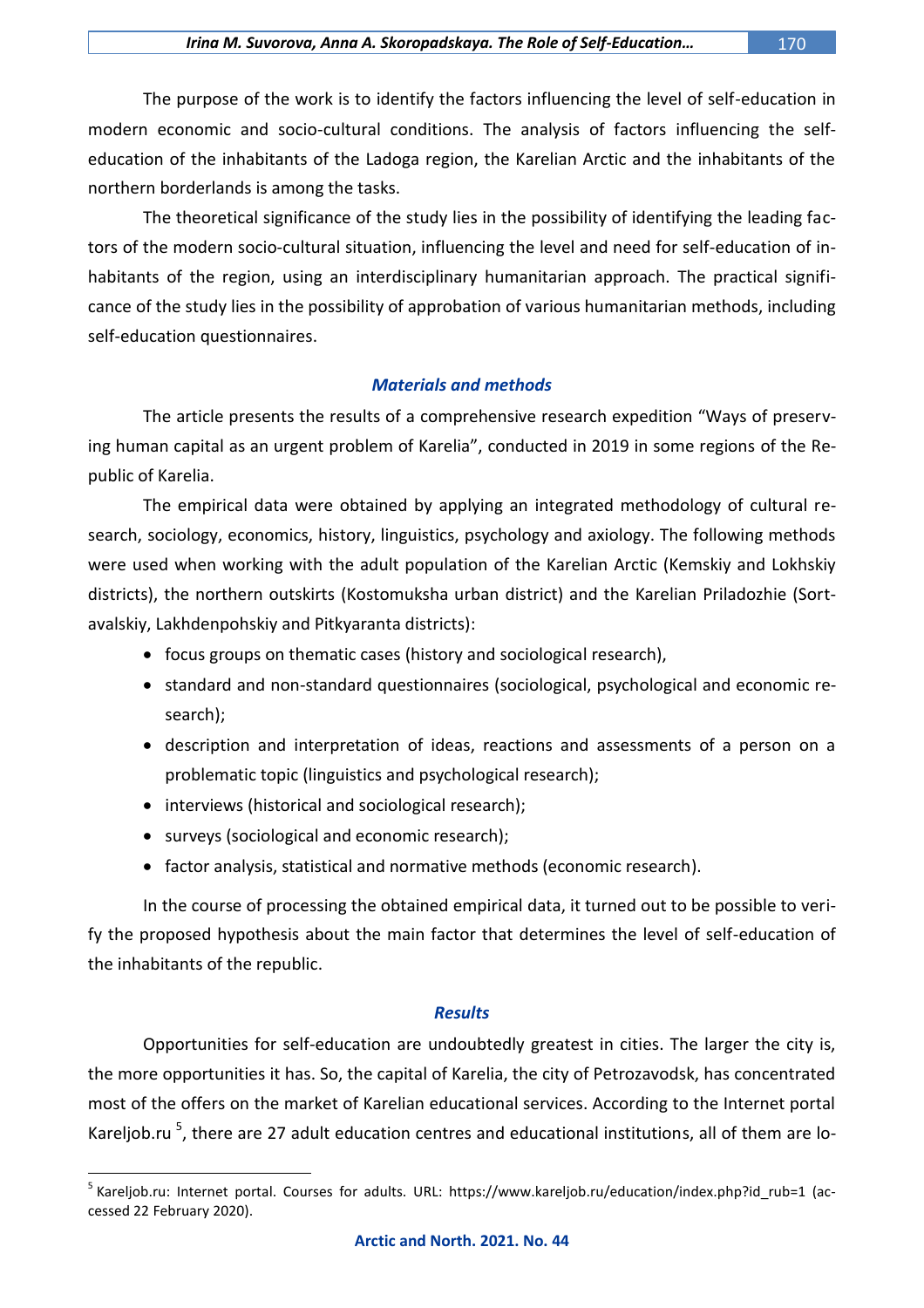The purpose of the work is to identify the factors influencing the level of self-education in modern economic and socio-cultural conditions. The analysis of factors influencing the self-education of the inhabitants of the Ladoga region, the Karelian Arctic and the inhabitants of the northern borderlands is among the tasks.

The theoretical significance of the study lies in the possibility of identifying the leading factors of the modern socio-cultural situation, influencing the level and need for self-education of inhabitants of the region, using an interdisciplinary humanitarian approach. The practical significance of the study lies in the possibility of approbation of various humanitarian methods, including self-education questionnaires.

### *Materials and methods*

The article presents the results of a comprehensive research expedition "Ways of preserving human capital as an urgent problem of Karelia", conducted in 2019 in some regions of the Republic of Karelia.

The empirical data were obtained by applying an integrated methodology of cultural research, sociology, economics, history, linguistics, psychology and axiology. The following methods were used when working with the adult population of the Karelian Arctic (Kemskiy and Lokhskiy districts), the northern outskirts (Kostomuksha urban district) and the Karelian Priladozhie (Sortavalskiy, Lakhdenpohskiy and Pitkyaranta districts):

- focus groups on thematic cases (history and sociological research),
- standard and non-standard questionnaires (sociological, psychological and economic research);
- description and interpretation of ideas, reactions and assessments of a person on a problematic topic (linguistics and psychological research);
- interviews (historical and sociological research);
- surveys (sociological and economic research);
- factor analysis, statistical and normative methods (economic research).

In the course of processing the obtained empirical data, it turned out to be possible to verify the proposed hypothesis about the main factor that determines the level of self-education of the inhabitants of the republic.

### *Results*

Opportunities for self-education are undoubtedly greatest in cities. The larger the city is, the more opportunities it has. So, the capital of Karelia, the city of Petrozavodsk, has concentrated most of the offers on the market of Karelian educational services. According to the Internet portal Kareljob.ru [5], there are 27 adult education centres and educational institutions, all of them are lo-

[5] Kareljob.ru: Internet portal. Courses for adults. URL: https://www.kareljob.ru/education/index.php?id_rub=1 (accessed 22 February 2020).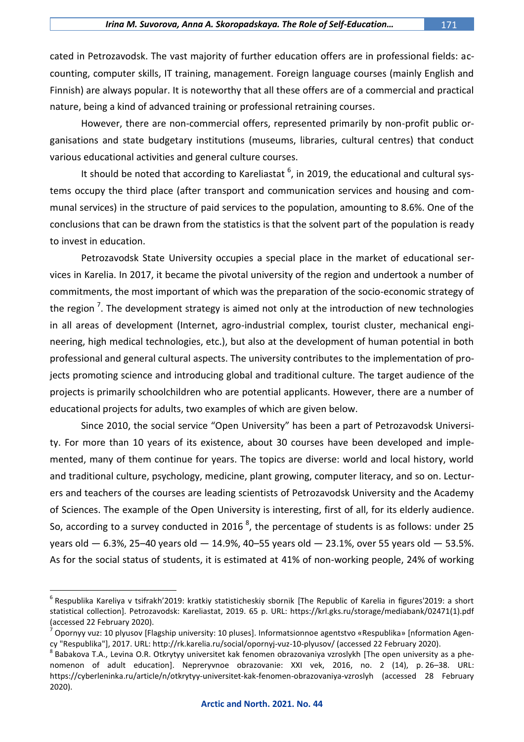cated in Petrozavodsk. The vast majority of further education offers are in professional fields: accounting, computer skills, IT training, management. Foreign language courses (mainly English and Finnish) are always popular. It is noteworthy that all these offers are of a commercial and practical nature, being a kind of advanced training or professional retraining courses.

However, there are non-commercial offers, represented primarily by non-profit public organisations and state budgetary institutions (museums, libraries, cultural centres) that conduct various educational activities and general culture courses.

It should be noted that according to Kareliastat [6], in 2019, the educational and cultural systems occupy the third place (after transport and communication services and housing and communal services) in the structure of paid services to the population, amounting to 8.6%. One of the conclusions that can be drawn from the statistics is that the solvent part of the population is ready to invest in education.

Petrozavodsk State University occupies a special place in the market of educational services in Karelia. In 2017, it became the pivotal university of the region and undertook a number of commitments, the most important of which was the preparation of the socio-economic strategy of the region [7]. The development strategy is aimed not only at the introduction of new technologies in all areas of development (Internet, agro-industrial complex, tourist cluster, mechanical engineering, high medical technologies, etc.), but also at the development of human potential in both professional and general cultural aspects. The university contributes to the implementation of projects promoting science and introducing global and traditional culture. The target audience of the projects is primarily schoolchildren who are potential applicants. However, there are a number of educational projects for adults, two examples of which are given below.

Since 2010, the social service "Open University" has been a part of Petrozavodsk University. For more than 10 years of its existence, about 30 courses have been developed and implemented, many of them continue for years. The topics are diverse: world and local history, world and traditional culture, psychology, medicine, plant growing, computer literacy, and so on. Lecturers and teachers of the courses are leading scientists of Petrozavodsk University and the Academy of Sciences. The example of the Open University is interesting, first of all, for its elderly audience. So, according to a survey conducted in 2016 [8], the percentage of students is as follows: under 25 years old — 6.3%, 25–40 years old — 14.9%, 40–55 years old — 23.1%, over 55 years old — 53.5%. As for the social status of students, it is estimated at 41% of non-working people, 24% of working

---

[6] Respublika Kareliya v tsifrakh'2019: kratkiy statisticheskiy sbornik [The Republic of Karelia in figures'2019: a short statistical collection]. Petrozavodsk: Kareliastat, 2019. 65 p. URL: https://krl.gks.ru/storage/mediabank/02471(1).pdf (accessed 22 February 2020).

[7] Opornyy vuz: 10 plyusov [Flagship university: 10 pluses]. Informatsionnoe agentstvo «Respublika» [nformation Agency "Respublika"], 2017. URL: http://rk.karelia.ru/social/opornyj-vuz-10-plyusov/ (accessed 22 February 2020).

[8] Babakova T.A., Levina O.R. Otkrytyy universitet kak fenomen obrazovaniya vzroslykh [The open university as a phenomenon of adult education]. Nepreryvnoe obrazovanie: XXI vek, 2016, no. 2 (14), p. 26–38. URL: https://cyberleninka.ru/article/n/otkrytyy-universitet-kak-fenomen-obrazovaniya-vzroslyh (accessed 28 February 2020).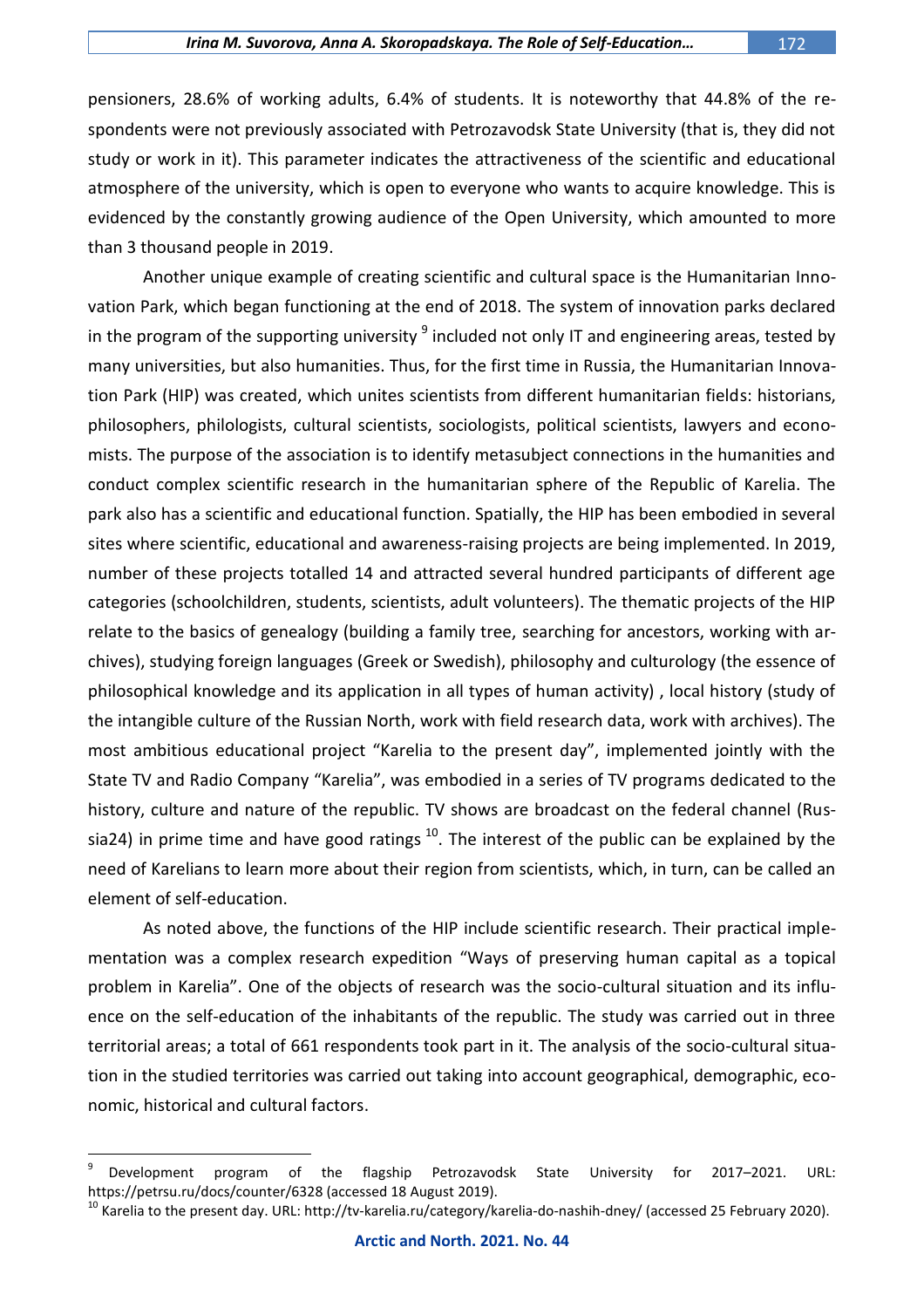pensioners, 28.6% of working adults, 6.4% of students. It is noteworthy that 44.8% of the respondents were not previously associated with Petrozavodsk State University (that is, they did not study or work in it). This parameter indicates the attractiveness of the scientific and educational atmosphere of the university, which is open to everyone who wants to acquire knowledge. This is evidenced by the constantly growing audience of the Open University, which amounted to more than 3 thousand people in 2019.

Another unique example of creating scientific and cultural space is the Humanitarian Innovation Park, which began functioning at the end of 2018. The system of innovation parks declared in the program of the supporting university [9] included not only IT and engineering areas, tested by many universities, but also humanities. Thus, for the first time in Russia, the Humanitarian Innovation Park (HIP) was created, which unites scientists from different humanitarian fields: historians, philosophers, philologists, cultural scientists, sociologists, political scientists, lawyers and economists. The purpose of the association is to identify metasubject connections in the humanities and conduct complex scientific research in the humanitarian sphere of the Republic of Karelia. The park also has a scientific and educational function. Spatially, the HIP has been embodied in several sites where scientific, educational and awareness-raising projects are being implemented. In 2019, number of these projects totalled 14 and attracted several hundred participants of different age categories (schoolchildren, students, scientists, adult volunteers). The thematic projects of the HIP relate to the basics of genealogy (building a family tree, searching for ancestors, working with archives), studying foreign languages (Greek or Swedish), philosophy and culturology (the essence of philosophical knowledge and its application in all types of human activity) , local history (study of the intangible culture of the Russian North, work with field research data, work with archives). The most ambitious educational project "Karelia to the present day", implemented jointly with the State TV and Radio Company "Karelia", was embodied in a series of TV programs dedicated to the history, culture and nature of the republic. TV shows are broadcast on the federal channel (Russia24) in prime time and have good ratings [10]. The interest of the public can be explained by the need of Karelians to learn more about their region from scientists, which, in turn, can be called an element of self-education.

As noted above, the functions of the HIP include scientific research. Their practical implementation was a complex research expedition "Ways of preserving human capital as a topical problem in Karelia". One of the objects of research was the socio-cultural situation and its influence on the self-education of the inhabitants of the republic. The study was carried out in three territorial areas; a total of 661 respondents took part in it. The analysis of the socio-cultural situation in the studied territories was carried out taking into account geographical, demographic, economic, historical and cultural factors.

---

[9] Development program of the flagship Petrozavodsk State University for 2017–2021. URL: https://petrsu.ru/docs/counter/6328 (accessed 18 August 2019).

[10] Karelia to the present day. URL: http://tv-karelia.ru/category/karelia-do-nashih-dney/ (accessed 25 February 2020).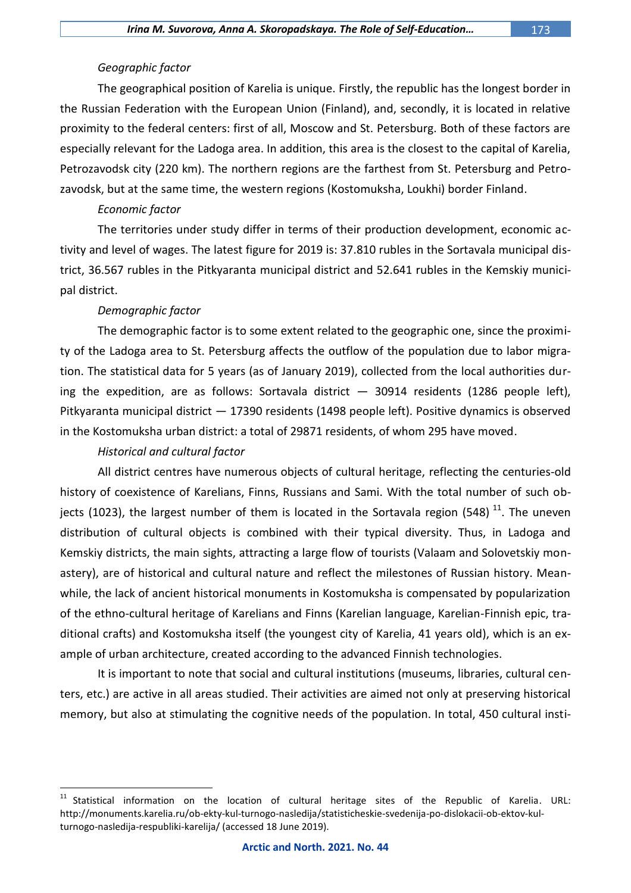*Geographic factor*

The geographical position of Karelia is unique. Firstly, the republic has the longest border in the Russian Federation with the European Union (Finland), and, secondly, it is located in relative proximity to the federal centers: first of all, Moscow and St. Petersburg. Both of these factors are especially relevant for the Ladoga area. In addition, this area is the closest to the capital of Karelia, Petrozavodsk city (220 km). The northern regions are the farthest from St. Petersburg and Petrozavodsk, but at the same time, the western regions (Kostomuksha, Loukhi) border Finland.

*Economic factor*

The territories under study differ in terms of their production development, economic activity and level of wages. The latest figure for 2019 is: 37.810 rubles in the Sortavala municipal district, 36.567 rubles in the Pitkyaranta municipal district and 52.641 rubles in the Kemskiy municipal district.

*Demographic factor*

The demographic factor is to some extent related to the geographic one, since the proximity of the Ladoga area to St. Petersburg affects the outflow of the population due to labor migration. The statistical data for 5 years (as of January 2019), collected from the local authorities during the expedition, are as follows: Sortavala district — 30914 residents (1286 people left), Pitkyaranta municipal district — 17390 residents (1498 people left). Positive dynamics is observed in the Kostomuksha urban district: a total of 29871 residents, of whom 295 have moved.

*Historical and cultural factor*

All district centres have numerous objects of cultural heritage, reflecting the centuries-old history of coexistence of Karelians, Finns, Russians and Sami. With the total number of such objects (1023), the largest number of them is located in the Sortavala region (548) [11]. The uneven distribution of cultural objects is combined with their typical diversity. Thus, in Ladoga and Kemskiy districts, the main sights, attracting a large flow of tourists (Valaam and Solovetskiy monastery), are of historical and cultural nature and reflect the milestones of Russian history. Meanwhile, the lack of ancient historical monuments in Kostomuksha is compensated by popularization of the ethno-cultural heritage of Karelians and Finns (Karelian language, Karelian-Finnish epic, traditional crafts) and Kostomuksha itself (the youngest city of Karelia, 41 years old), which is an example of urban architecture, created according to the advanced Finnish technologies.

It is important to note that social and cultural institutions (museums, libraries, cultural centers, etc.) are active in all areas studied. Their activities are aimed not only at preserving historical memory, but also at stimulating the cognitive needs of the population. In total, 450 cultural insti-

---

[11] Statistical information on the location of cultural heritage sites of the Republic of Karelia. URL: http://monuments.karelia.ru/ob-ekty-kul-turnogo-nasledija/statisticheskie-svedenija-po-dislokacii-ob-ektov-kul-turnogo-nasledija-respubliki-karelija/ (accessed 18 June 2019).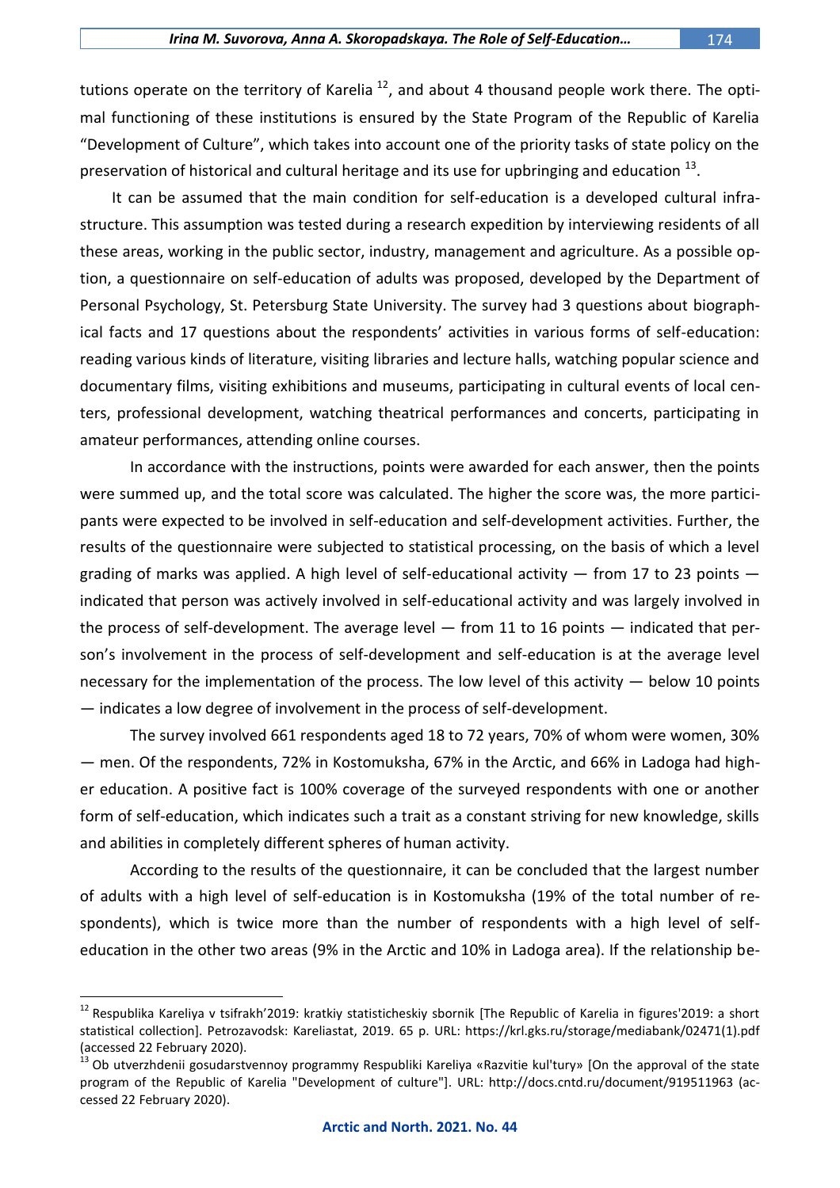tutions operate on the territory of Karelia [12], and about 4 thousand people work there. The optimal functioning of these institutions is ensured by the State Program of the Republic of Karelia "Development of Culture", which takes into account one of the priority tasks of state policy on the preservation of historical and cultural heritage and its use for upbringing and education [13].

It can be assumed that the main condition for self-education is a developed cultural infrastructure. This assumption was tested during a research expedition by interviewing residents of all these areas, working in the public sector, industry, management and agriculture. As a possible option, a questionnaire on self-education of adults was proposed, developed by the Department of Personal Psychology, St. Petersburg State University. The survey had 3 questions about biographical facts and 17 questions about the respondents' activities in various forms of self-education: reading various kinds of literature, visiting libraries and lecture halls, watching popular science and documentary films, visiting exhibitions and museums, participating in cultural events of local centers, professional development, watching theatrical performances and concerts, participating in amateur performances, attending online courses.

In accordance with the instructions, points were awarded for each answer, then the points were summed up, and the total score was calculated. The higher the score was, the more participants were expected to be involved in self-education and self-development activities. Further, the results of the questionnaire were subjected to statistical processing, on the basis of which a level grading of marks was applied. A high level of self-educational activity — from 17 to 23 points — indicated that person was actively involved in self-educational activity and was largely involved in the process of self-development. The average level — from 11 to 16 points — indicated that person's involvement in the process of self-development and self-education is at the average level necessary for the implementation of the process. The low level of this activity — below 10 points — indicates a low degree of involvement in the process of self-development.

The survey involved 661 respondents aged 18 to 72 years, 70% of whom were women, 30% — men. Of the respondents, 72% in Kostomuksha, 67% in the Arctic, and 66% in Ladoga had higher education. A positive fact is 100% coverage of the surveyed respondents with one or another form of self-education, which indicates such a trait as a constant striving for new knowledge, skills and abilities in completely different spheres of human activity.

According to the results of the questionnaire, it can be concluded that the largest number of adults with a high level of self-education is in Kostomuksha (19% of the total number of respondents), which is twice more than the number of respondents with a high level of self-education in the other two areas (9% in the Arctic and 10% in Ladoga area). If the relationship be-

---

[12] Respublika Kareliya v tsifrakh'2019: kratkiy statisticheskiy sbornik [The Republic of Karelia in figures'2019: a short statistical collection]. Petrozavodsk: Kareliastat, 2019. 65 p. URL: https://krl.gks.ru/storage/mediabank/02471(1).pdf (accessed 22 February 2020).

[13] Ob utverzhdenii gosudarstvennoy programmy Respubliki Kareliya «Razvitie kul'tury» [On the approval of the state program of the Republic of Karelia "Development of culture"]. URL: http://docs.cntd.ru/document/919511963 (accessed 22 February 2020).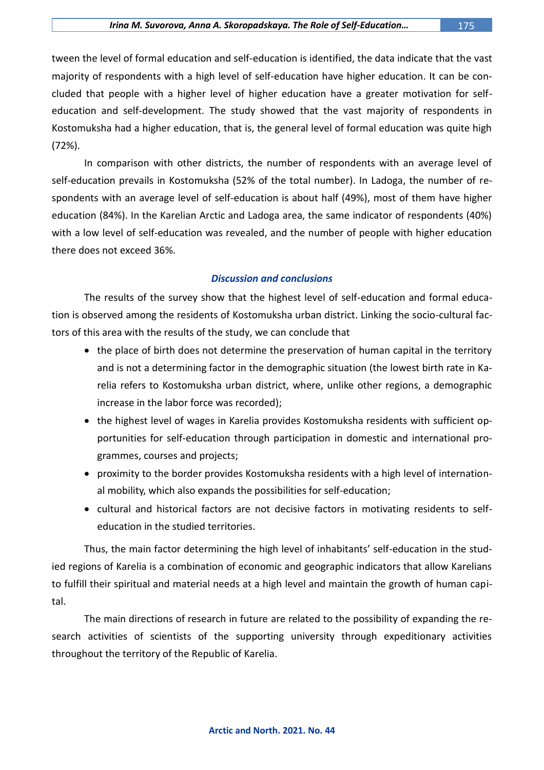tween the level of formal education and self-education is identified, the data indicate that the vast majority of respondents with a high level of self-education have higher education. It can be concluded that people with a higher level of higher education have a greater motivation for self-education and self-development. The study showed that the vast majority of respondents in Kostomuksha had a higher education, that is, the general level of formal education was quite high (72%).

In comparison with other districts, the number of respondents with an average level of self-education prevails in Kostomuksha (52% of the total number). In Ladoga, the number of respondents with an average level of self-education is about half (49%), most of them have higher education (84%). In the Karelian Arctic and Ladoga area, the same indicator of respondents (40%) with a low level of self-education was revealed, and the number of people with higher education there does not exceed 36%.

### *Discussion and conclusions*

The results of the survey show that the highest level of self-education and formal education is observed among the residents of Kostomuksha urban district. Linking the socio-cultural factors of this area with the results of the study, we can conclude that

- the place of birth does not determine the preservation of human capital in the territory and is not a determining factor in the demographic situation (the lowest birth rate in Karelia refers to Kostomuksha urban district, where, unlike other regions, a demographic increase in the labor force was recorded);
- the highest level of wages in Karelia provides Kostomuksha residents with sufficient opportunities for self-education through participation in domestic and international programmes, courses and projects;
- proximity to the border provides Kostomuksha residents with a high level of international mobility, which also expands the possibilities for self-education;
- cultural and historical factors are not decisive factors in motivating residents to self-education in the studied territories.

Thus, the main factor determining the high level of inhabitants' self-education in the studied regions of Karelia is a combination of economic and geographic indicators that allow Karelians to fulfill their spiritual and material needs at a high level and maintain the growth of human capital.

The main directions of research in future are related to the possibility of expanding the research activities of scientists of the supporting university through expeditionary activities throughout the territory of the Republic of Karelia.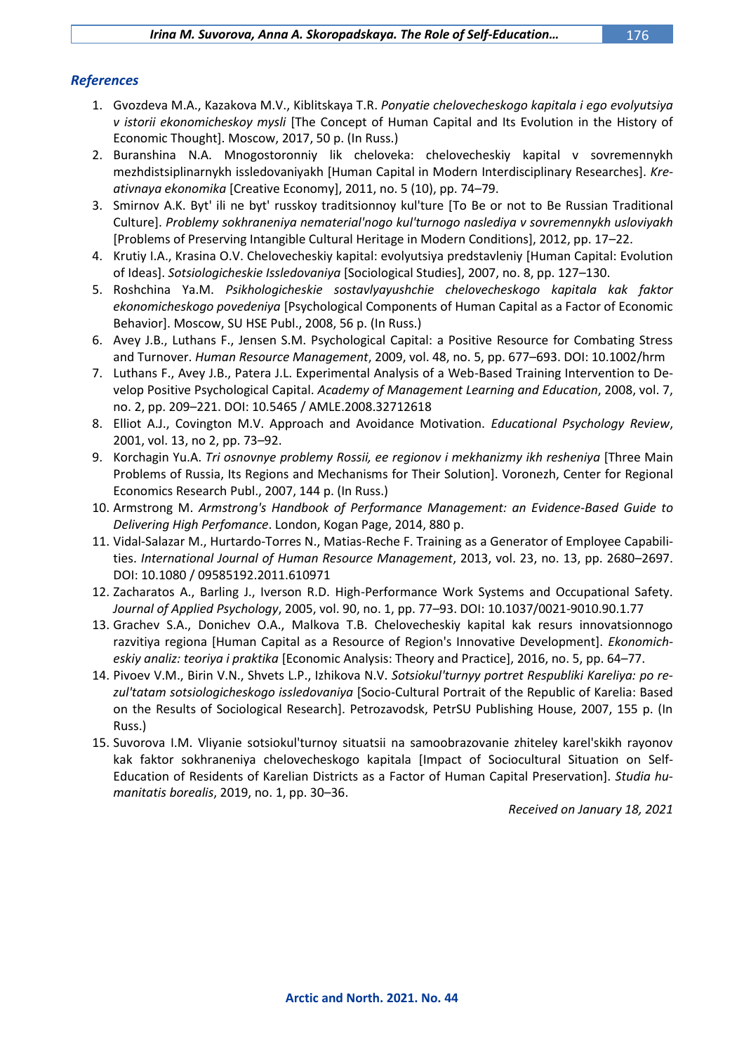## *References*

1. Gvozdeva M.A., Kazakova M.V., Kiblitskaya T.R. *Ponyatie chelovecheskogo kapitala i ego evolyutsiya v istorii ekonomicheskoy mysli* [The Concept of Human Capital and Its Evolution in the History of Economic Thought]. Moscow, 2017, 50 p. (In Russ.)
2. Buranshina N.A. Mnogostoronniy lik cheloveka: chelovecheskiy kapital v sovremennykh mezhdistsiplinarnykh issledovaniyakh [Human Capital in Modern Interdisciplinary Researches]. *Kreativnaya ekonomika* [Creative Economy], 2011, no. 5 (10), pp. 74–79.
3. Smirnov A.K. Byt' ili ne byt' russkoy traditsionnoy kul'ture [To Be or not to Be Russian Traditional Culture]. *Problemy sokhraneniya nematerial'nogo kul'turnogo naslediya v sovremennykh usloviyakh* [Problems of Preserving Intangible Cultural Heritage in Modern Conditions], 2012, pp. 17–22.
4. Krutiy I.A., Krasina O.V. Chelovecheskiy kapital: evolyutsiya predstavleniy [Human Capital: Evolution of Ideas]. *Sotsiologicheskie Issledovaniya* [Sociological Studies], 2007, no. 8, pp. 127–130.
5. Roshchina Ya.M. *Psikhologicheskie sostavlyayushchie chelovecheskogo kapitala kak faktor ekonomicheskogo povedeniya* [Psychological Components of Human Capital as a Factor of Economic Behavior]. Moscow, SU HSE Publ., 2008, 56 p. (In Russ.)
6. Avey J.B., Luthans F., Jensen S.M. Psychological Capital: a Positive Resource for Combating Stress and Turnover. *Human Resource Management*, 2009, vol. 48, no. 5, pp. 677–693. DOI: 10.1002/hrm
7. Luthans F., Avey J.B., Patera J.L. Experimental Analysis of a Web-Based Training Intervention to Develop Positive Psychological Capital. *Academy of Management Learning and Education*, 2008, vol. 7, no. 2, pp. 209–221. DOI: 10.5465 / AMLE.2008.32712618
8. Elliot A.J., Covington M.V. Approach and Avoidance Motivation. *Educational Psychology Review*, 2001, vol. 13, no 2, pp. 73–92.
9. Korchagin Yu.A. *Tri osnovnye problemy Rossii, ee regionov i mekhanizmy ikh resheniya* [Three Main Problems of Russia, Its Regions and Mechanisms for Their Solution]. Voronezh, Center for Regional Economics Research Publ., 2007, 144 p. (In Russ.)
10. Armstrong M. *Armstrong's Handbook of Performance Management: an Evidence-Based Guide to Delivering High Perfomance*. London, Kogan Page, 2014, 880 p.
11. Vidal-Salazar M., Hurtardo-Torres N., Matias-Reche F. Training as a Generator of Employee Capabilities. *International Journal of Human Resource Management*, 2013, vol. 23, no. 13, pp. 2680–2697. DOI: 10.1080 / 09585192.2011.610971
12. Zacharatos A., Barling J., Iverson R.D. High-Performance Work Systems and Occupational Safety. *Journal of Applied Psychology*, 2005, vol. 90, no. 1, pp. 77–93. DOI: 10.1037/0021-9010.90.1.77
13. Grachev S.A., Donichev O.A., Malkova T.B. Chelovecheskiy kapital kak resurs innovatsionnogo razvitiya regiona [Human Capital as a Resource of Region's Innovative Development]. *Ekonomicheskiy analiz: teoriya i praktika* [Economic Analysis: Theory and Practice], 2016, no. 5, pp. 64–77.
14. Pivoev V.M., Birin V.N., Shvets L.P., Izhikova N.V. *Sotsiokul'turnyy portret Respubliki Kareliya: po rezul'tatam sotsiologicheskogo issledovaniya* [Socio-Cultural Portrait of the Republic of Karelia: Based on the Results of Sociological Research]. Petrozavodsk, PetrSU Publishing House, 2007, 155 p. (In Russ.)
15. Suvorova I.M. Vliyanie sotsiokul'turnoy situatsii na samoobrazovanie zhiteley karel'skikh rayonov kak faktor sokhraneniya chelovecheskogo kapitala [Impact of Sociocultural Situation on Self-Education of Residents of Karelian Districts as a Factor of Human Capital Preservation]. *Studia humanitatis borealis*, 2019, no. 1, pp. 30–36.

*Received on January 18, 2021*